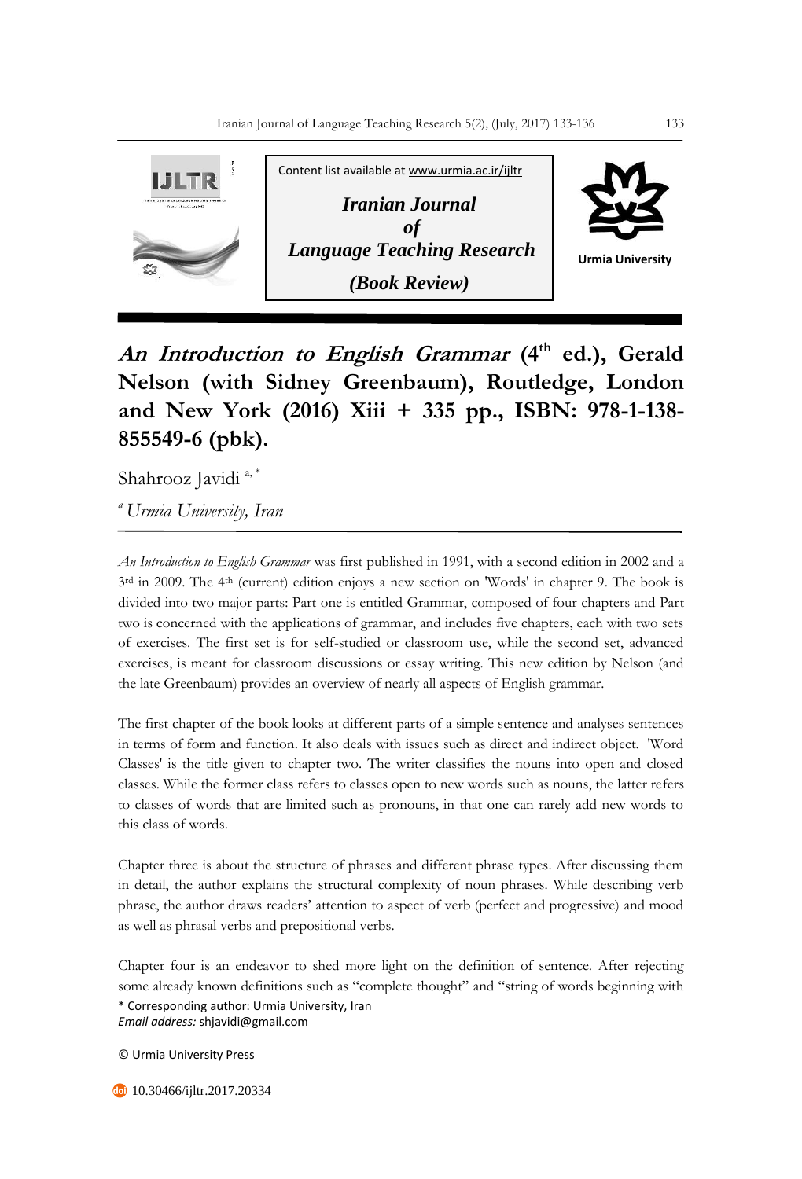Content list available at www.urmia.ac.ir/ijltr

***Iranian Journal of Language Teaching Research***

***(Book Review)***

Urmia University

# *An Introduction to English Grammar* (4th ed.), Gerald Nelson (with Sidney Greenbaum), Routledge, London and New York (2016) Xiii + 335 pp., ISBN: 978-1-138-855549-6 (pbk).

Shahrooz Javidi [a, *]

[a] *Urmia University, Iran*

*An Introduction to English Grammar* was first published in 1991, with a second edition in 2002 and a 3rd in 2009. The 4th (current) edition enjoys a new section on 'Words' in chapter 9. The book is divided into two major parts: Part one is entitled Grammar, composed of four chapters and Part two is concerned with the applications of grammar, and includes five chapters, each with two sets of exercises. The first set is for self-studied or classroom use, while the second set, advanced exercises, is meant for classroom discussions or essay writing. This new edition by Nelson (and the late Greenbaum) provides an overview of nearly all aspects of English grammar.

The first chapter of the book looks at different parts of a simple sentence and analyses sentences in terms of form and function. It also deals with issues such as direct and indirect object. 'Word Classes' is the title given to chapter two. The writer classifies the nouns into open and closed classes. While the former class refers to classes open to new words such as nouns, the latter refers to classes of words that are limited such as pronouns, in that one can rarely add new words to this class of words.

Chapter three is about the structure of phrases and different phrase types. After discussing them in detail, the author explains the structural complexity of noun phrases. While describing verb phrase, the author draws readers' attention to aspect of verb (perfect and progressive) and mood as well as phrasal verbs and prepositional verbs.

Chapter four is an endeavor to shed more light on the definition of sentence. After rejecting some already known definitions such as "complete thought" and "string of words beginning with

\* Corresponding author: Urmia University, Iran
*Email address:* shjavidi@gmail.com

© Urmia University Press

10.30466/ijltr.2017.20334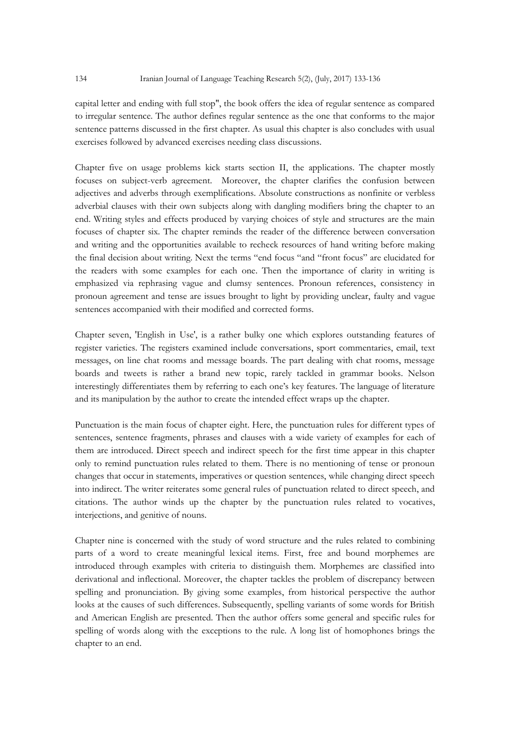capital letter and ending with full stop", the book offers the idea of regular sentence as compared to irregular sentence. The author defines regular sentence as the one that conforms to the major sentence patterns discussed in the first chapter. As usual this chapter is also concludes with usual exercises followed by advanced exercises needing class discussions.

Chapter five on usage problems kick starts section II, the applications. The chapter mostly focuses on subject-verb agreement. Moreover, the chapter clarifies the confusion between adjectives and adverbs through exemplifications. Absolute constructions as nonfinite or verbless adverbial clauses with their own subjects along with dangling modifiers bring the chapter to an end. Writing styles and effects produced by varying choices of style and structures are the main focuses of chapter six. The chapter reminds the reader of the difference between conversation and writing and the opportunities available to recheck resources of hand writing before making the final decision about writing. Next the terms "end focus "and "front focus" are elucidated for the readers with some examples for each one. Then the importance of clarity in writing is emphasized via rephrasing vague and clumsy sentences. Pronoun references, consistency in pronoun agreement and tense are issues brought to light by providing unclear, faulty and vague sentences accompanied with their modified and corrected forms.

Chapter seven, 'English in Use', is a rather bulky one which explores outstanding features of register varieties. The registers examined include conversations, sport commentaries, email, text messages, on line chat rooms and message boards. The part dealing with chat rooms, message boards and tweets is rather a brand new topic, rarely tackled in grammar books. Nelson interestingly differentiates them by referring to each one's key features. The language of literature and its manipulation by the author to create the intended effect wraps up the chapter.

Punctuation is the main focus of chapter eight. Here, the punctuation rules for different types of sentences, sentence fragments, phrases and clauses with a wide variety of examples for each of them are introduced. Direct speech and indirect speech for the first time appear in this chapter only to remind punctuation rules related to them. There is no mentioning of tense or pronoun changes that occur in statements, imperatives or question sentences, while changing direct speech into indirect. The writer reiterates some general rules of punctuation related to direct speech, and citations. The author winds up the chapter by the punctuation rules related to vocatives, interjections, and genitive of nouns.

Chapter nine is concerned with the study of word structure and the rules related to combining parts of a word to create meaningful lexical items. First, free and bound morphemes are introduced through examples with criteria to distinguish them. Morphemes are classified into derivational and inflectional. Moreover, the chapter tackles the problem of discrepancy between spelling and pronunciation. By giving some examples, from historical perspective the author looks at the causes of such differences. Subsequently, spelling variants of some words for British and American English are presented. Then the author offers some general and specific rules for spelling of words along with the exceptions to the rule. A long list of homophones brings the chapter to an end.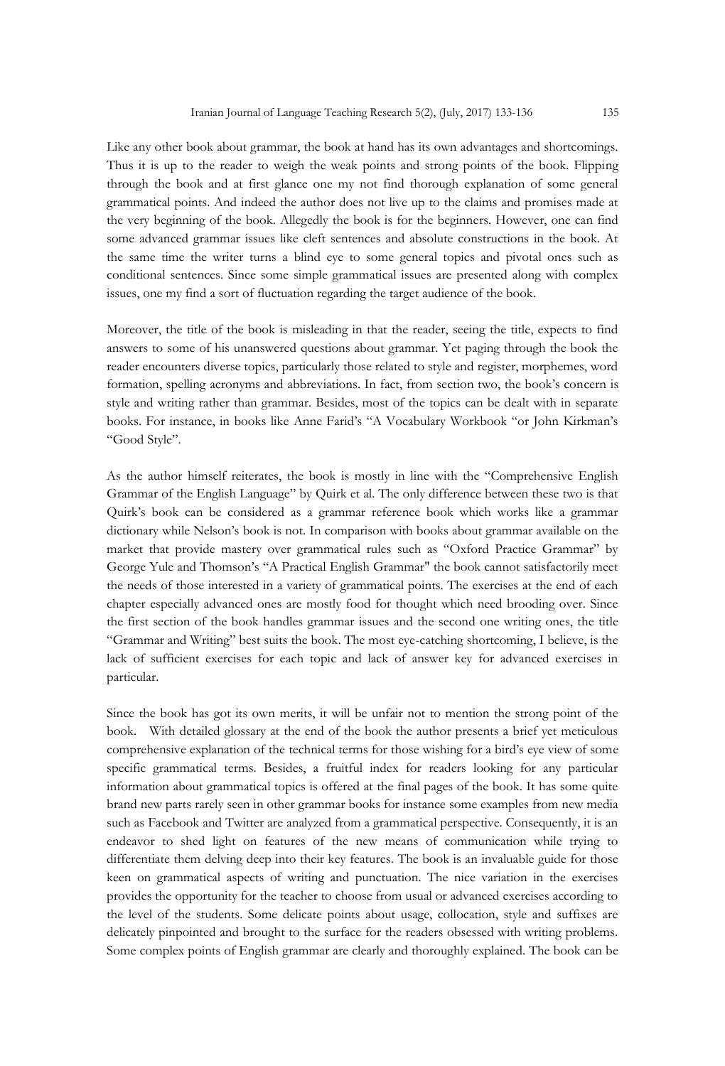Like any other book about grammar, the book at hand has its own advantages and shortcomings. Thus it is up to the reader to weigh the weak points and strong points of the book. Flipping through the book and at first glance one my not find thorough explanation of some general grammatical points. And indeed the author does not live up to the claims and promises made at the very beginning of the book. Allegedly the book is for the beginners. However, one can find some advanced grammar issues like cleft sentences and absolute constructions in the book. At the same time the writer turns a blind eye to some general topics and pivotal ones such as conditional sentences. Since some simple grammatical issues are presented along with complex issues, one my find a sort of fluctuation regarding the target audience of the book.

Moreover, the title of the book is misleading in that the reader, seeing the title, expects to find answers to some of his unanswered questions about grammar. Yet paging through the book the reader encounters diverse topics, particularly those related to style and register, morphemes, word formation, spelling acronyms and abbreviations. In fact, from section two, the book's concern is style and writing rather than grammar. Besides, most of the topics can be dealt with in separate books. For instance, in books like Anne Farid's "A Vocabulary Workbook "or John Kirkman's "Good Style".

As the author himself reiterates, the book is mostly in line with the "Comprehensive English Grammar of the English Language" by Quirk et al. The only difference between these two is that Quirk's book can be considered as a grammar reference book which works like a grammar dictionary while Nelson's book is not. In comparison with books about grammar available on the market that provide mastery over grammatical rules such as "Oxford Practice Grammar" by George Yule and Thomson's "A Practical English Grammar" the book cannot satisfactorily meet the needs of those interested in a variety of grammatical points. The exercises at the end of each chapter especially advanced ones are mostly food for thought which need brooding over. Since the first section of the book handles grammar issues and the second one writing ones, the title "Grammar and Writing" best suits the book. The most eye-catching shortcoming, I believe, is the lack of sufficient exercises for each topic and lack of answer key for advanced exercises in particular.

Since the book has got its own merits, it will be unfair not to mention the strong point of the book. With detailed glossary at the end of the book the author presents a brief yet meticulous comprehensive explanation of the technical terms for those wishing for a bird's eye view of some specific grammatical terms. Besides, a fruitful index for readers looking for any particular information about grammatical topics is offered at the final pages of the book. It has some quite brand new parts rarely seen in other grammar books for instance some examples from new media such as Facebook and Twitter are analyzed from a grammatical perspective. Consequently, it is an endeavor to shed light on features of the new means of communication while trying to differentiate them delving deep into their key features. The book is an invaluable guide for those keen on grammatical aspects of writing and punctuation. The nice variation in the exercises provides the opportunity for the teacher to choose from usual or advanced exercises according to the level of the students. Some delicate points about usage, collocation, style and suffixes are delicately pinpointed and brought to the surface for the readers obsessed with writing problems. Some complex points of English grammar are clearly and thoroughly explained. The book can be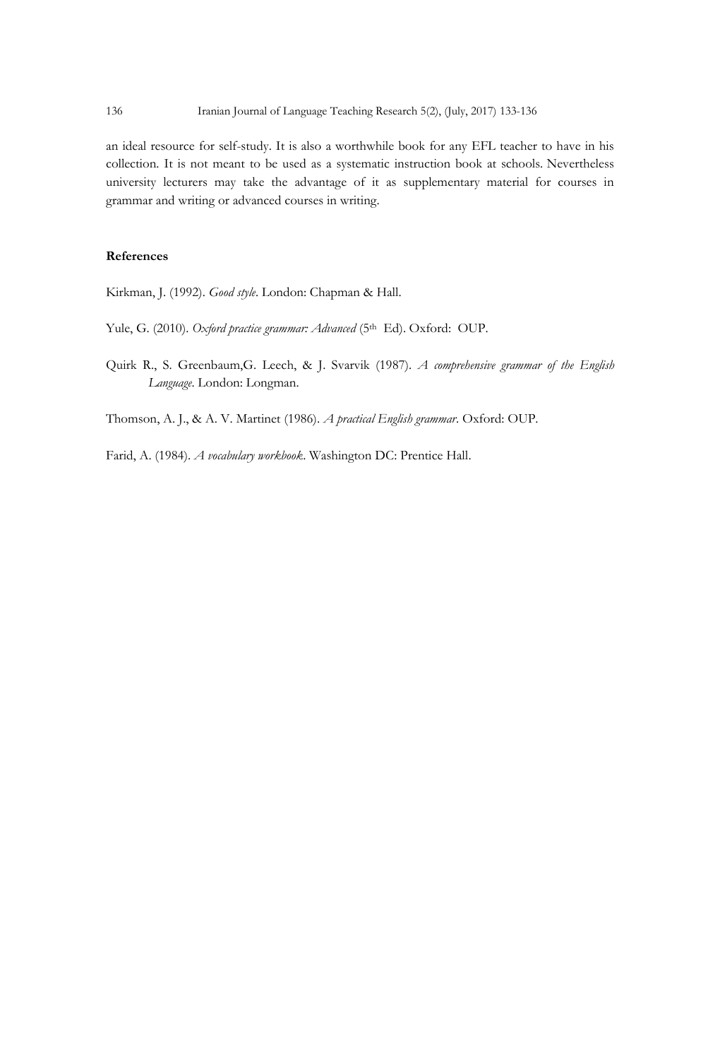an ideal resource for self-study. It is also a worthwhile book for any EFL teacher to have in his collection. It is not meant to be used as a systematic instruction book at schools. Nevertheless university lecturers may take the advantage of it as supplementary material for courses in grammar and writing or advanced courses in writing.

## References

Kirkman, J. (1992). *Good style*. London: Chapman & Hall.

Yule, G. (2010). *Oxford practice grammar: Advanced* (5th Ed). Oxford: OUP.

Quirk R., S. Greenbaum,G. Leech, & J. Svarvik (1987). *A comprehensive grammar of the English Language*. London: Longman.

Thomson, A. J., & A. V. Martinet (1986). *A practical English grammar*. Oxford: OUP.

Farid, A. (1984). *A vocabulary workbook*. Washington DC: Prentice Hall.